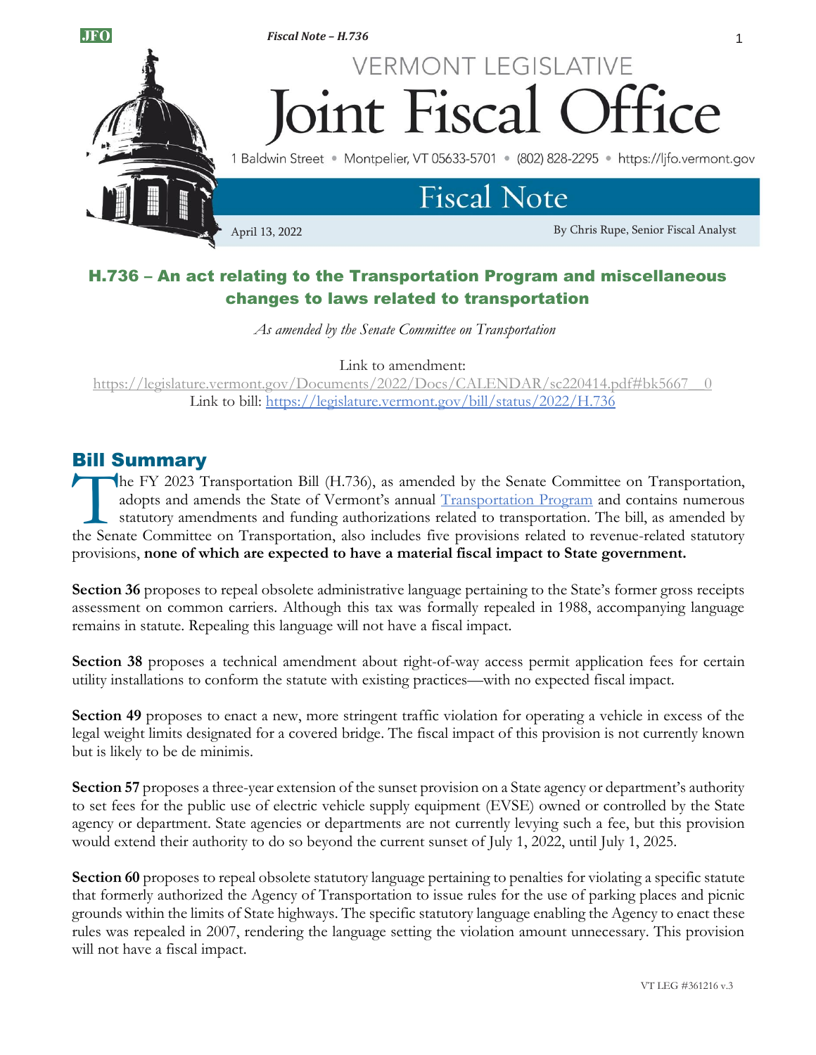# VERMONT LEGISLATIVE Joint Fiscal Office

1 Baldwin Street • Montpelier, VT 05633-5701 • (802) 828-2295 • https://ljfo.vermont.gov

## Fiscal Note

April 13, 2022

By Chris Rupe, Senior Fiscal Analyst

## H.736 – An act relating to the Transportation Program and miscellaneous changes to laws related to transportation

*As amended by the Senate Committee on Transportation*

Link to amendment: https://legislature.vermont.gov/Documents/2022/Docs/CALENDAR/sc220414.pdf#bk5667__0

Link to bill: https://legislature.vermont.gov/bill/status/2022/H.736

## Bill Summary

The FY 2023 Transportation Bill (H.736), as amended by the Senate Committee on Transportation, adopts and amends the State of Vermont's annual Transportation Program and contains numerous statutory amendments and funding authorizations related to transportation. The bill, as amended by the Senate Committee on Transportation, also includes five provisions related to revenue-related statutory provisions, **none of which are expected to have a material fiscal impact to State government.**

**Section 36** proposes to repeal obsolete administrative language pertaining to the State's former gross receipts assessment on common carriers. Although this tax was formally repealed in 1988, accompanying language remains in statute. Repealing this language will not have a fiscal impact.

**Section 38** proposes a technical amendment about right-of-way access permit application fees for certain utility installations to conform the statute with existing practices—with no expected fiscal impact.

**Section 49** proposes to enact a new, more stringent traffic violation for operating a vehicle in excess of the legal weight limits designated for a covered bridge. The fiscal impact of this provision is not currently known but is likely to be de minimis.

**Section 57** proposes a three-year extension of the sunset provision on a State agency or department's authority to set fees for the public use of electric vehicle supply equipment (EVSE) owned or controlled by the State agency or department. State agencies or departments are not currently levying such a fee, but this provision would extend their authority to do so beyond the current sunset of July 1, 2022, until July 1, 2025.

**Section 60** proposes to repeal obsolete statutory language pertaining to penalties for violating a specific statute that formerly authorized the Agency of Transportation to issue rules for the use of parking places and picnic grounds within the limits of State highways. The specific statutory language enabling the Agency to enact these rules was repealed in 2007, rendering the language setting the violation amount unnecessary. This provision will not have a fiscal impact.

VT LEG #361216 v.3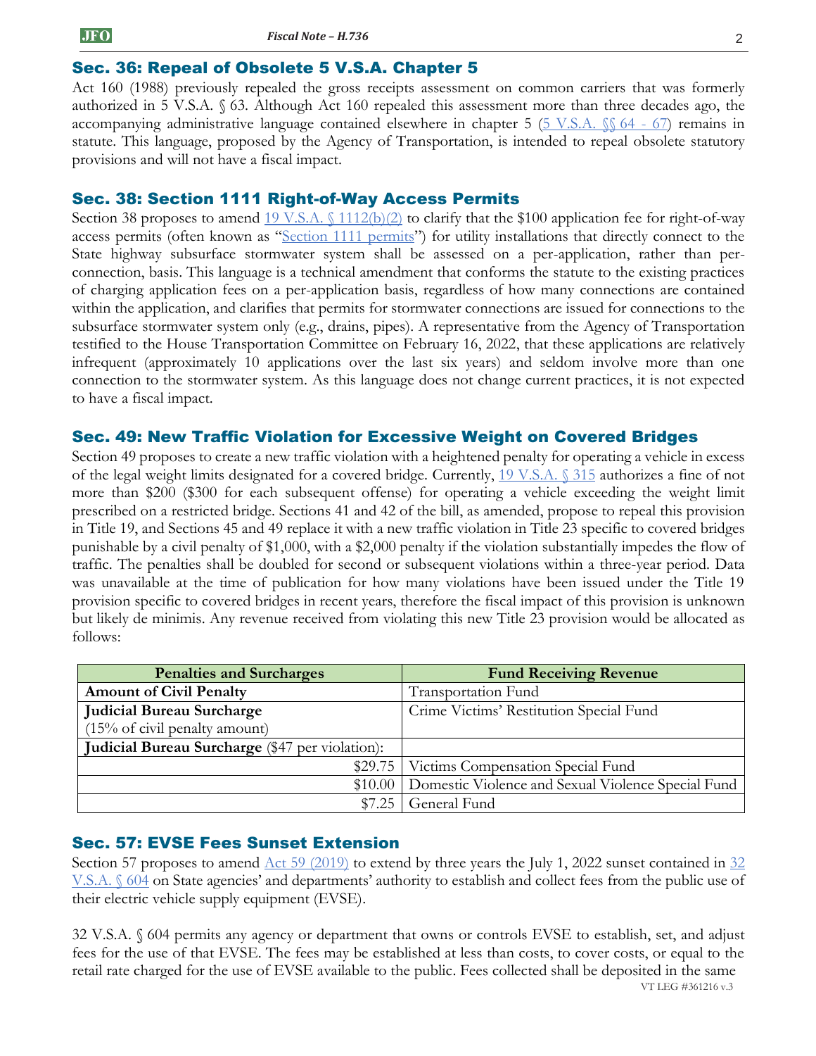## Sec. 36: Repeal of Obsolete 5 V.S.A. Chapter 5

Act 160 (1988) previously repealed the gross receipts assessment on common carriers that was formerly authorized in 5 V.S.A. § 63. Although Act 160 repealed this assessment more than three decades ago, the accompanying administrative language contained elsewhere in chapter 5 (5 V.S.A. §§ 64 - 67) remains in statute. This language, proposed by the Agency of Transportation, is intended to repeal obsolete statutory provisions and will not have a fiscal impact.

## Sec. 38: Section 1111 Right-of-Way Access Permits

Section 38 proposes to amend 19 V.S.A. § 1112(b)(2) to clarify that the $100 application fee for right-of-way access permits (often known as "Section 1111 permits") for utility installations that directly connect to the State highway subsurface stormwater system shall be assessed on a per-application, rather than per-connection, basis. This language is a technical amendment that conforms the statute to the existing practices of charging application fees on a per-application basis, regardless of how many connections are contained within the application, and clarifies that permits for stormwater connections are issued for connections to the subsurface stormwater system only (e.g., drains, pipes). A representative from the Agency of Transportation testified to the House Transportation Committee on February 16, 2022, that these applications are relatively infrequent (approximately 10 applications over the last six years) and seldom involve more than one connection to the stormwater system. As this language does not change current practices, it is not expected to have a fiscal impact.

## Sec. 49: New Traffic Violation for Excessive Weight on Covered Bridges

Section 49 proposes to create a new traffic violation with a heightened penalty for operating a vehicle in excess of the legal weight limits designated for a covered bridge. Currently, 19 V.S.A. § 315 authorizes a fine of not more than $200 ($300 for each subsequent offense) for operating a vehicle exceeding the weight limit prescribed on a restricted bridge. Sections 41 and 42 of the bill, as amended, propose to repeal this provision in Title 19, and Sections 45 and 49 replace it with a new traffic violation in Title 23 specific to covered bridges punishable by a civil penalty of $1,000, with a $2,000 penalty if the violation substantially impedes the flow of traffic. The penalties shall be doubled for second or subsequent violations within a three-year period. Data was unavailable at the time of publication for how many violations have been issued under the Title 19 provision specific to covered bridges in recent years, therefore the fiscal impact of this provision is unknown but likely de minimis. Any revenue received from violating this new Title 23 provision would be allocated as follows:

| Penalties and Surcharges | Fund Receiving Revenue |
|---|---|
| **Amount of Civil Penalty** | Transportation Fund |
| **Judicial Bureau Surcharge** (15% of civil penalty amount) | Crime Victims' Restitution Special Fund |
| **Judicial Bureau Surcharge** ($47 per violation): | |
| $29.75 | Victims Compensation Special Fund |
| $10.00 | Domestic Violence and Sexual Violence Special Fund |
| $7.25 | General Fund |

## Sec. 57: EVSE Fees Sunset Extension

Section 57 proposes to amend Act 59 (2019) to extend by three years the July 1, 2022 sunset contained in 32 V.S.A. § 604 on State agencies' and departments' authority to establish and collect fees from the public use of their electric vehicle supply equipment (EVSE).

32 V.S.A. § 604 permits any agency or department that owns or controls EVSE to establish, set, and adjust fees for the use of that EVSE. The fees may be established at less than costs, to cover costs, or equal to the retail rate charged for the use of EVSE available to the public. Fees collected shall be deposited in the same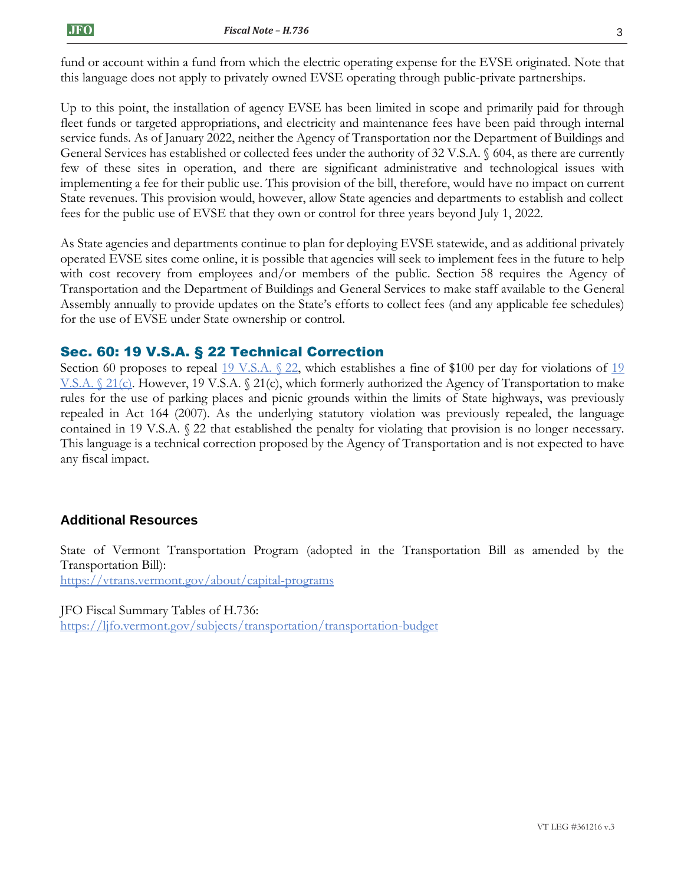fund or account within a fund from which the electric operating expense for the EVSE originated. Note that this language does not apply to privately owned EVSE operating through public-private partnerships.

Up to this point, the installation of agency EVSE has been limited in scope and primarily paid for through fleet funds or targeted appropriations, and electricity and maintenance fees have been paid through internal service funds. As of January 2022, neither the Agency of Transportation nor the Department of Buildings and General Services has established or collected fees under the authority of 32 V.S.A. § 604, as there are currently few of these sites in operation, and there are significant administrative and technological issues with implementing a fee for their public use. This provision of the bill, therefore, would have no impact on current State revenues. This provision would, however, allow State agencies and departments to establish and collect fees for the public use of EVSE that they own or control for three years beyond July 1, 2022.

As State agencies and departments continue to plan for deploying EVSE statewide, and as additional privately operated EVSE sites come online, it is possible that agencies will seek to implement fees in the future to help with cost recovery from employees and/or members of the public. Section 58 requires the Agency of Transportation and the Department of Buildings and General Services to make staff available to the General Assembly annually to provide updates on the State's efforts to collect fees (and any applicable fee schedules) for the use of EVSE under State ownership or control.

## Sec. 60: 19 V.S.A. § 22 Technical Correction

Section 60 proposes to repeal 19 V.S.A. § 22, which establishes a fine of $100 per day for violations of 19 V.S.A. § 21(c). However, 19 V.S.A. § 21(c), which formerly authorized the Agency of Transportation to make rules for the use of parking places and picnic grounds within the limits of State highways, was previously repealed in Act 164 (2007). As the underlying statutory violation was previously repealed, the language contained in 19 V.S.A. § 22 that established the penalty for violating that provision is no longer necessary. This language is a technical correction proposed by the Agency of Transportation and is not expected to have any fiscal impact.

### Additional Resources

State of Vermont Transportation Program (adopted in the Transportation Bill as amended by the Transportation Bill):
https://vtrans.vermont.gov/about/capital-programs

JFO Fiscal Summary Tables of H.736:
https://ljfo.vermont.gov/subjects/transportation/transportation-budget

VT LEG #361216 v.3